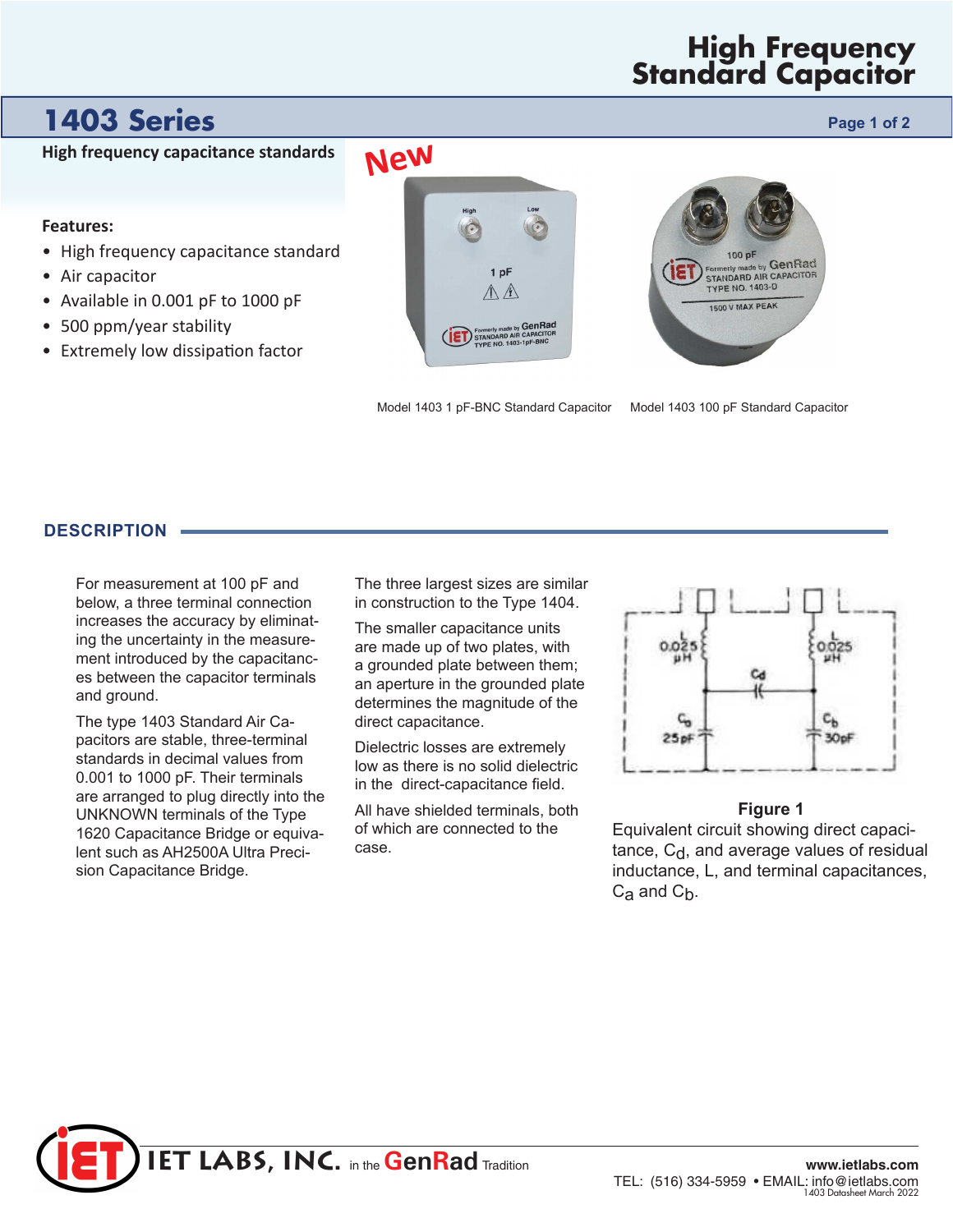# High Frequency Standard Capacitor

## 1403 Series

**High frequency capacitance standards**

**Features:**

- High frequency capacitance standard
- Air capacitor
- Available in 0.001 pF to 1000 pF
- 500 ppm/year stability
- Extremely low dissipation factor

New

Model 1403 1 pF-BNC Standard Capacitor

Model 1403 100 pF Standard Capacitor

## DESCRIPTION

For measurement at 100 pF and below, a three terminal connection increases the accuracy by eliminating the uncertainty in the measurement introduced by the capacitances between the capacitor terminals and ground.

The type 1403 Standard Air Capacitors are stable, three-terminal standards in decimal values from 0.001 to 1000 pF. Their terminals are arranged to plug directly into the UNKNOWN terminals of the Type 1620 Capacitance Bridge or equivalent such as AH2500A Ultra Precision Capacitance Bridge.

The three largest sizes are similar in construction to the Type 1404.

The smaller capacitance units are made up of two plates, with a grounded plate between them; an aperture in the grounded plate determines the magnitude of the direct capacitance.

Dielectric losses are extremely low as there is no solid dielectric in the direct-capacitance field.

All have shielded terminals, both of which are connected to the case.

**Figure 1**

Equivalent circuit showing direct capacitance, $C_d$, and average values of residual inductance, L, and terminal capacitances, $C_a$ and $C_b$.

**IET LABS, INC.** in the GenRad Tradition

www.ietlabs.com

TEL: (516) 334-5959 • EMAIL: info@ietlabs.com

1403 Datasheet March 2022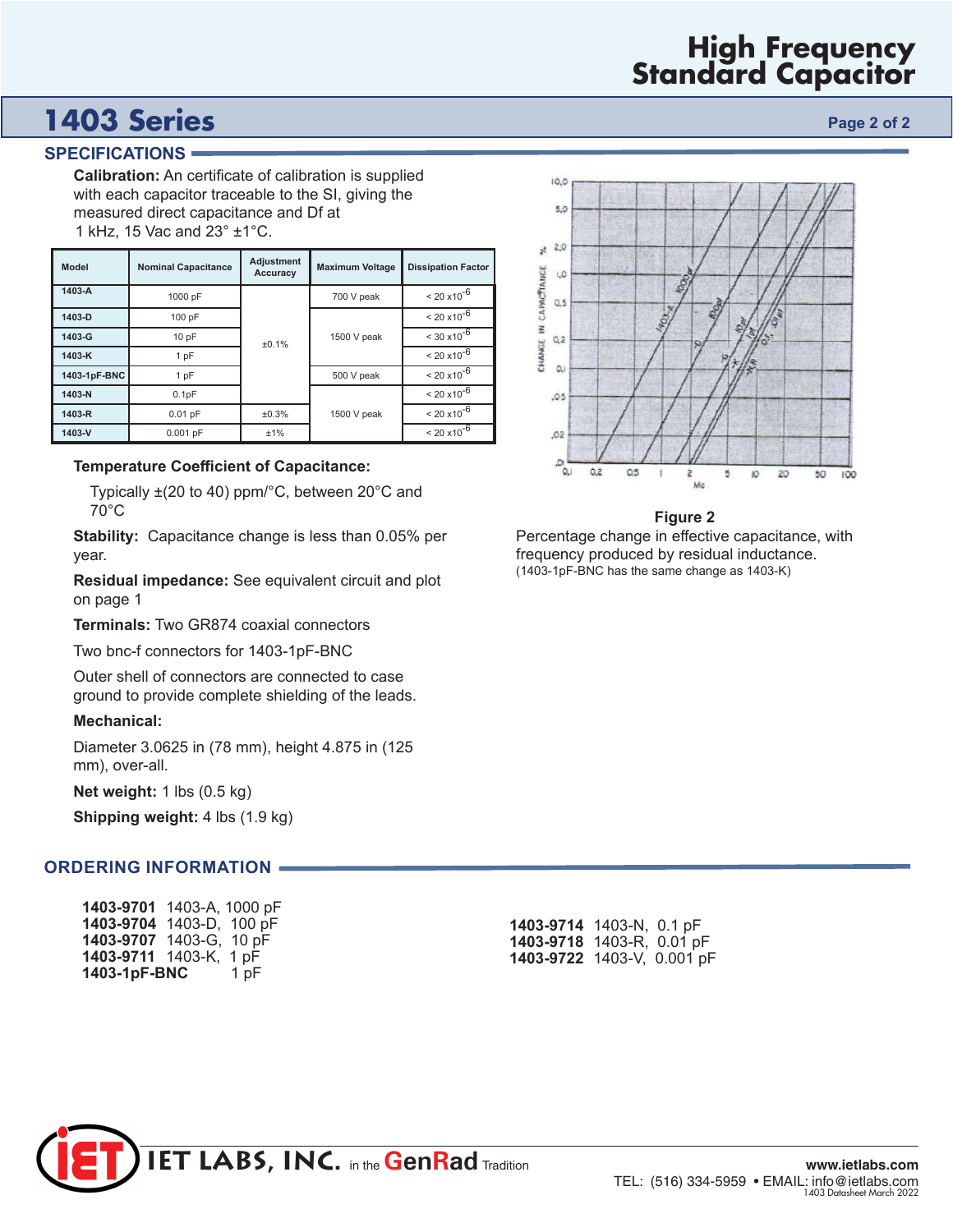# 1403 Series

## SPECIFICATIONS

**Calibration:** An certificate of calibration is supplied with each capacitor traceable to the SI, giving the measured direct capacitance and Df at 1 kHz, 15 Vac and 23° ±1°C.

| Model | Nominal Capacitance | Adjustment Accuracy | Maximum Voltage | Dissipation Factor |
|---|---|---|---|---|
| 1403-A | 1000 pF | ±0.1% | 700 V peak | < 20 x$10^{-6}$ |
| 1403-D | 100 pF | | 1500 V peak | < 20 x$10^{-6}$ |
| 1403-G | 10 pF | | | < 30 x$10^{-6}$ |
| 1403-K | 1 pF | | | < 20 x$10^{-6}$ |
| 1403-1pF-BNC | 1 pF | | 500 V peak | < 20 x$10^{-6}$ |
| 1403-N | 0.1pF | | 1500 V peak | < 20 x$10^{-6}$ |
| 1403-R | 0.01 pF | ±0.3% | | < 20 x$10^{-6}$ |
| 1403-V | 0.001 pF | ±1% | | < 20 x$10^{-6}$ |

**Temperature Coefficient of Capacitance:**

Typically ±(20 to 40) ppm/°C, between 20°C and 70°C

**Stability:** Capacitance change is less than 0.05% per year.

**Residual impedance:** See equivalent circuit and plot on page 1

**Terminals:** Two GR874 coaxial connectors

Two bnc-f connectors for 1403-1pF-BNC

Outer shell of connectors are connected to case ground to provide complete shielding of the leads.

**Mechanical:**

Diameter 3.0625 in (78 mm), height 4.875 in (125 mm), over-all.

**Net weight:** 1 lbs (0.5 kg)

**Shipping weight:** 4 lbs (1.9 kg)

CHANGE IN CAPACITANCE %

10,0
5,0
2,0
1,0
0,5
0,2
0,1
,05
,02
,01

0,1 0,2 0,5 1 2 5 10 20 50 100

Mc

1403-A 1000pf
100pf
-D
10pf
-G
1pf
-K
0,1, ,01pf
-N,R

**Figure 2**

Percentage change in effective capacitance, with frequency produced by residual inductance.
(1403-1pF-BNC has the same change as 1403-K)

## ORDERING INFORMATION

**1403-9701** 1403-A, 1000 pF
**1403-9704** 1403-D, 100 pF
**1403-9707** 1403-G, 10 pF
**1403-9711** 1403-K, 1 pF
**1403-1pF-BNC** 1 pF

**1403-9714** 1403-N, 0.1 pF
**1403-9718** 1403-R, 0.01 pF
**1403-9722** 1403-V, 0.001 pF